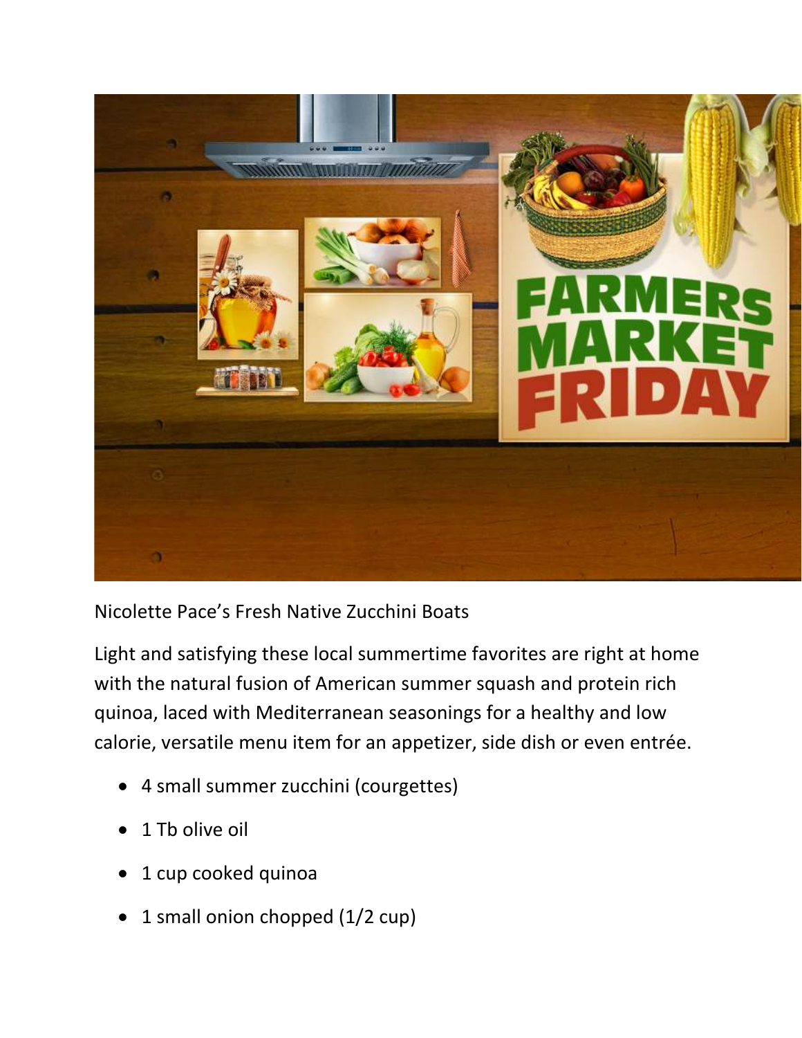Nicolette Pace's Fresh Native Zucchini Boats

Light and satisfying these local summertime favorites are right at home with the natural fusion of American summer squash and protein rich quinoa, laced with Mediterranean seasonings for a healthy and low calorie, versatile menu item for an appetizer, side dish or even entrée.

- 4 small summer zucchini (courgettes)
- 1 Tb olive oil
- 1 cup cooked quinoa
- 1 small onion chopped (1/2 cup)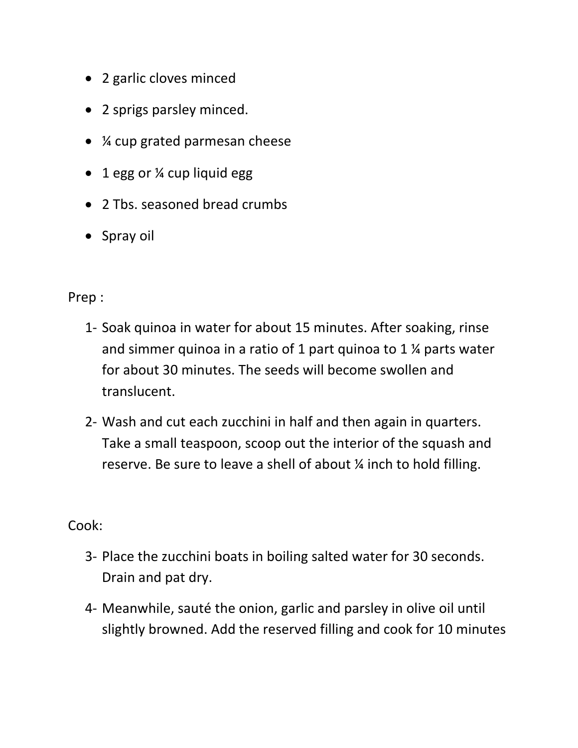- 2 garlic cloves minced
- 2 sprigs parsley minced.
- ¼ cup grated parmesan cheese
- 1 egg or ¼ cup liquid egg
- 2 Tbs. seasoned bread crumbs
- Spray oil

Prep :

1- Soak quinoa in water for about 15 minutes. After soaking, rinse and simmer quinoa in a ratio of 1 part quinoa to 1 ¼ parts water for about 30 minutes. The seeds will become swollen and translucent.

2- Wash and cut each zucchini in half and then again in quarters. Take a small teaspoon, scoop out the interior of the squash and reserve. Be sure to leave a shell of about ¼ inch to hold filling.

Cook:

3- Place the zucchini boats in boiling salted water for 30 seconds. Drain and pat dry.

4- Meanwhile, sauté the onion, garlic and parsley in olive oil until slightly browned. Add the reserved filling and cook for 10 minutes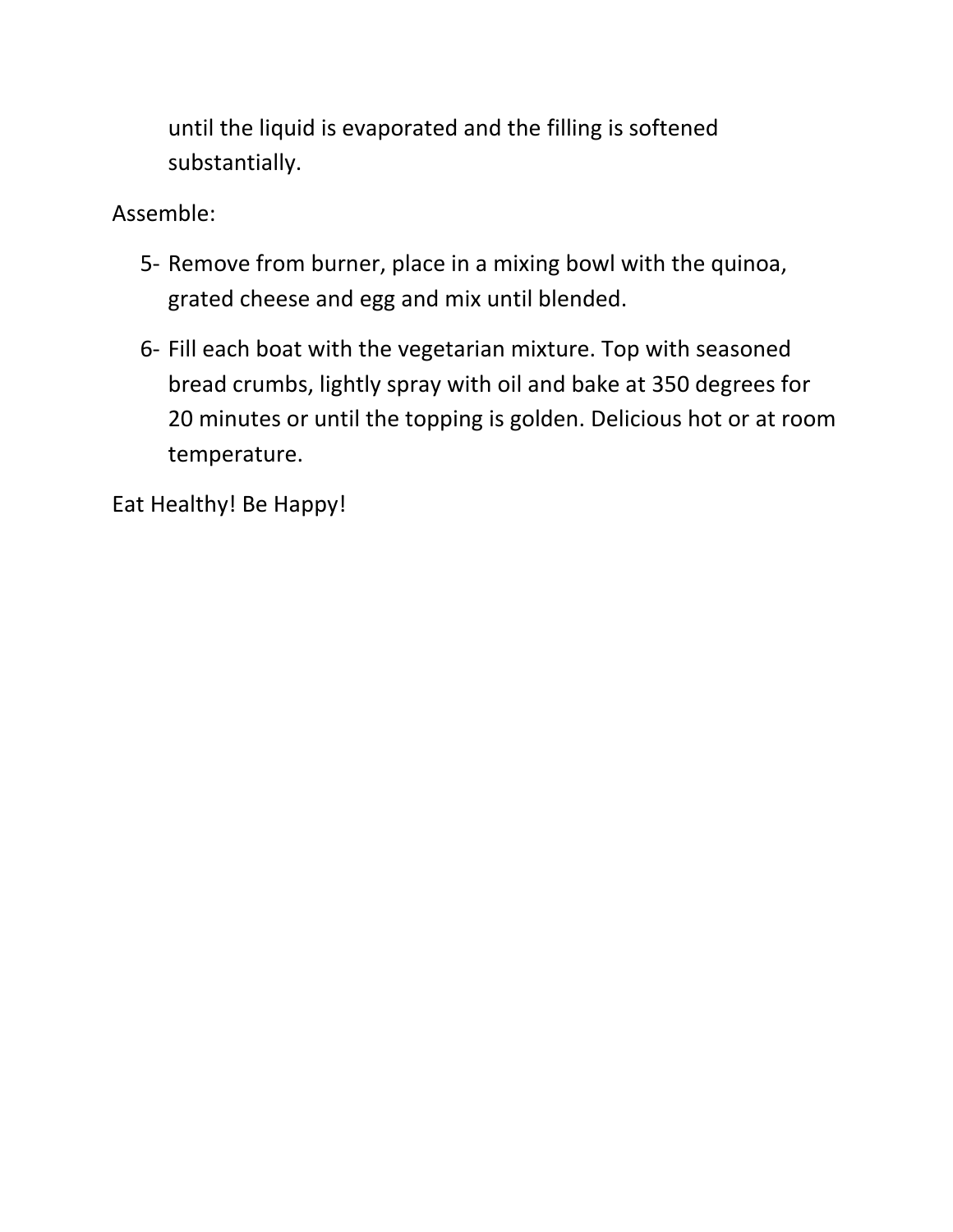until the liquid is evaporated and the filling is softened substantially.

Assemble:

5- Remove from burner, place in a mixing bowl with the quinoa, grated cheese and egg and mix until blended.

6- Fill each boat with the vegetarian mixture. Top with seasoned bread crumbs, lightly spray with oil and bake at 350 degrees for 20 minutes or until the topping is golden. Delicious hot or at room temperature.

Eat Healthy! Be Happy!